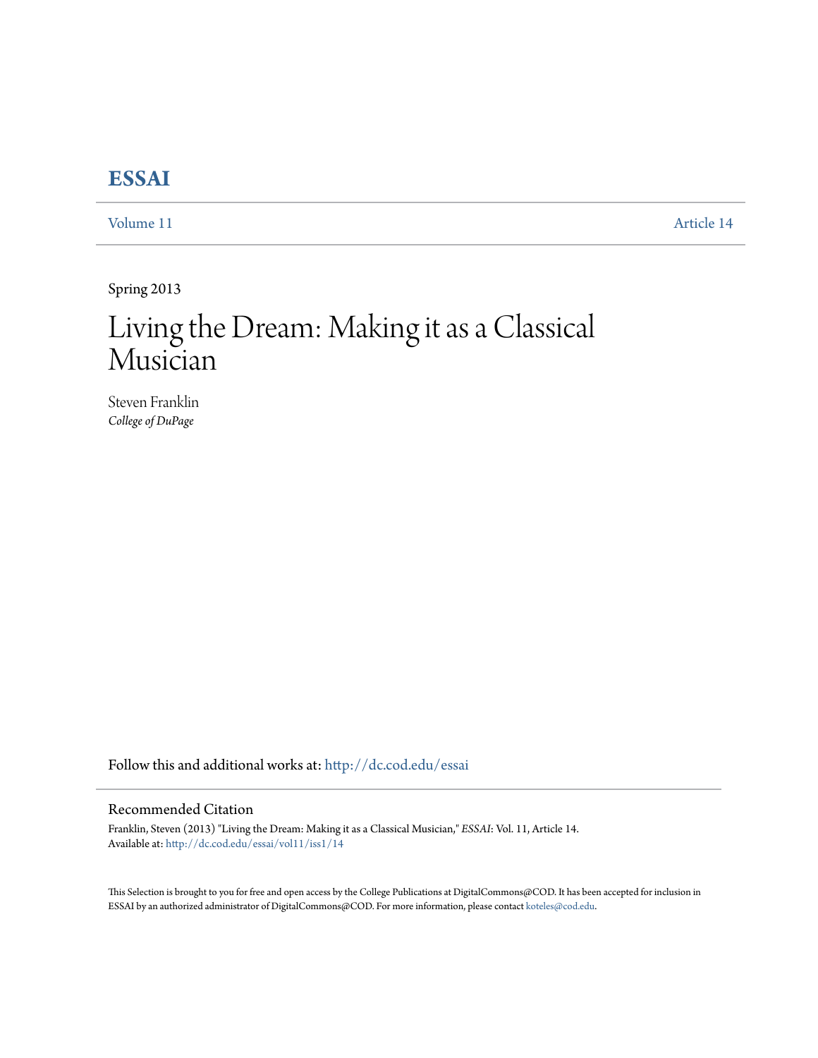# ESSAI

Volume 11 Article 14

Spring 2013

# Living the Dream: Making it as a Classical Musician

Steven Franklin
*College of DuPage*

Follow this and additional works at: http://dc.cod.edu/essai

## Recommended Citation

Franklin, Steven (2013) "Living the Dream: Making it as a Classical Musician," *ESSAI*: Vol. 11, Article 14.
Available at: http://dc.cod.edu/essai/vol11/iss1/14

This Selection is brought to you for free and open access by the College Publications at DigitalCommons@COD. It has been accepted for inclusion in ESSAI by an authorized administrator of DigitalCommons@COD. For more information, please contact koteles@cod.edu.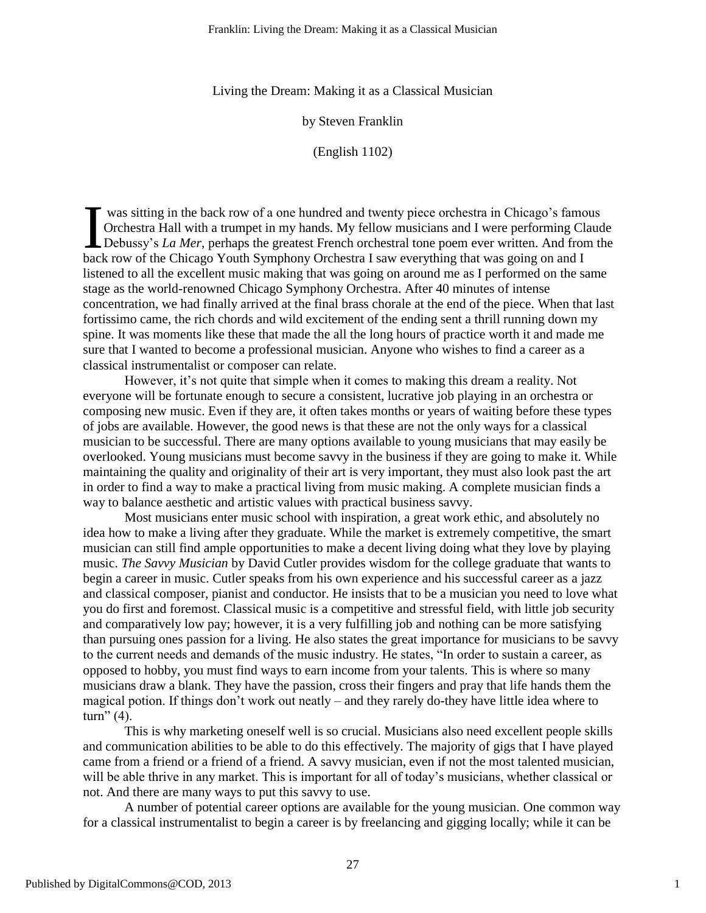Living the Dream: Making it as a Classical Musician

by Steven Franklin

(English 1102)

I was sitting in the back row of a one hundred and twenty piece orchestra in Chicago's famous Orchestra Hall with a trumpet in my hands. My fellow musicians and I were performing Claude Debussy's *La Mer*, perhaps the greatest French orchestral tone poem ever written. And from the back row of the Chicago Youth Symphony Orchestra I saw everything that was going on and I listened to all the excellent music making that was going on around me as I performed on the same stage as the world-renowned Chicago Symphony Orchestra. After 40 minutes of intense concentration, we had finally arrived at the final brass chorale at the end of the piece. When that last fortissimo came, the rich chords and wild excitement of the ending sent a thrill running down my spine. It was moments like these that made the all the long hours of practice worth it and made me sure that I wanted to become a professional musician. Anyone who wishes to find a career as a classical instrumentalist or composer can relate.

However, it's not quite that simple when it comes to making this dream a reality. Not everyone will be fortunate enough to secure a consistent, lucrative job playing in an orchestra or composing new music. Even if they are, it often takes months or years of waiting before these types of jobs are available. However, the good news is that these are not the only ways for a classical musician to be successful. There are many options available to young musicians that may easily be overlooked. Young musicians must become savvy in the business if they are going to make it. While maintaining the quality and originality of their art is very important, they must also look past the art in order to find a way to make a practical living from music making. A complete musician finds a way to balance aesthetic and artistic values with practical business savvy.

Most musicians enter music school with inspiration, a great work ethic, and absolutely no idea how to make a living after they graduate. While the market is extremely competitive, the smart musician can still find ample opportunities to make a decent living doing what they love by playing music. *The Savvy Musician* by David Cutler provides wisdom for the college graduate that wants to begin a career in music. Cutler speaks from his own experience and his successful career as a jazz and classical composer, pianist and conductor. He insists that to be a musician you need to love what you do first and foremost. Classical music is a competitive and stressful field, with little job security and comparatively low pay; however, it is a very fulfilling job and nothing can be more satisfying than pursuing ones passion for a living. He also states the great importance for musicians to be savvy to the current needs and demands of the music industry. He states, "In order to sustain a career, as opposed to hobby, you must find ways to earn income from your talents. This is where so many musicians draw a blank. They have the passion, cross their fingers and pray that life hands them the magical potion. If things don't work out neatly – and they rarely do-they have little idea where to turn" (4).

This is why marketing oneself well is so crucial. Musicians also need excellent people skills and communication abilities to be able to do this effectively. The majority of gigs that I have played came from a friend or a friend of a friend. A savvy musician, even if not the most talented musician, will be able thrive in any market. This is important for all of today's musicians, whether classical or not. And there are many ways to put this savvy to use.

A number of potential career options are available for the young musician. One common way for a classical instrumentalist to begin a career is by freelancing and gigging locally; while it can be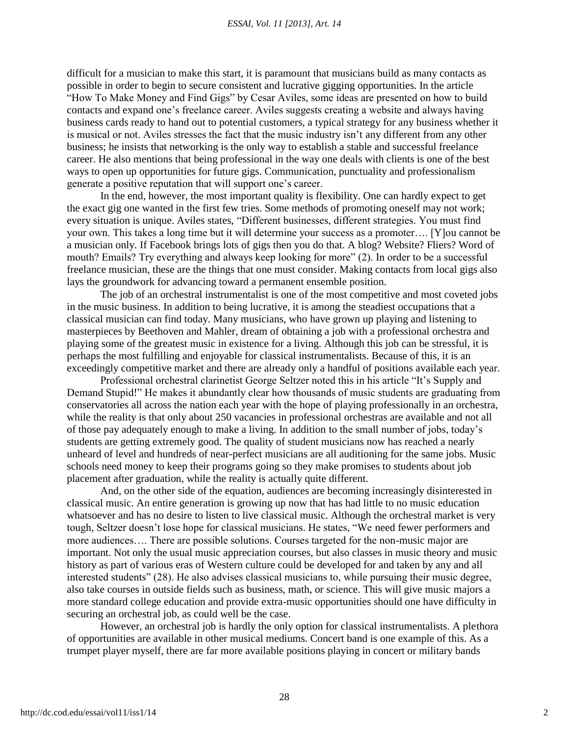difficult for a musician to make this start, it is paramount that musicians build as many contacts as possible in order to begin to secure consistent and lucrative gigging opportunities. In the article "How To Make Money and Find Gigs" by Cesar Aviles, some ideas are presented on how to build contacts and expand one's freelance career. Aviles suggests creating a website and always having business cards ready to hand out to potential customers, a typical strategy for any business whether it is musical or not. Aviles stresses the fact that the music industry isn't any different from any other business; he insists that networking is the only way to establish a stable and successful freelance career. He also mentions that being professional in the way one deals with clients is one of the best ways to open up opportunities for future gigs. Communication, punctuality and professionalism generate a positive reputation that will support one's career.

In the end, however, the most important quality is flexibility. One can hardly expect to get the exact gig one wanted in the first few tries. Some methods of promoting oneself may not work; every situation is unique. Aviles states, "Different businesses, different strategies. You must find your own. This takes a long time but it will determine your success as a promoter…. [Y]ou cannot be a musician only. If Facebook brings lots of gigs then you do that. A blog? Website? Fliers? Word of mouth? Emails? Try everything and always keep looking for more" (2). In order to be a successful freelance musician, these are the things that one must consider. Making contacts from local gigs also lays the groundwork for advancing toward a permanent ensemble position.

The job of an orchestral instrumentalist is one of the most competitive and most coveted jobs in the music business. In addition to being lucrative, it is among the steadiest occupations that a classical musician can find today. Many musicians, who have grown up playing and listening to masterpieces by Beethoven and Mahler, dream of obtaining a job with a professional orchestra and playing some of the greatest music in existence for a living. Although this job can be stressful, it is perhaps the most fulfilling and enjoyable for classical instrumentalists. Because of this, it is an exceedingly competitive market and there are already only a handful of positions available each year.

Professional orchestral clarinetist George Seltzer noted this in his article "It's Supply and Demand Stupid!" He makes it abundantly clear how thousands of music students are graduating from conservatories all across the nation each year with the hope of playing professionally in an orchestra, while the reality is that only about 250 vacancies in professional orchestras are available and not all of those pay adequately enough to make a living. In addition to the small number of jobs, today's students are getting extremely good. The quality of student musicians now has reached a nearly unheard of level and hundreds of near-perfect musicians are all auditioning for the same jobs. Music schools need money to keep their programs going so they make promises to students about job placement after graduation, while the reality is actually quite different.

And, on the other side of the equation, audiences are becoming increasingly disinterested in classical music. An entire generation is growing up now that has had little to no music education whatsoever and has no desire to listen to live classical music. Although the orchestral market is very tough, Seltzer doesn't lose hope for classical musicians. He states, "We need fewer performers and more audiences…. There are possible solutions. Courses targeted for the non-music major are important. Not only the usual music appreciation courses, but also classes in music theory and music history as part of various eras of Western culture could be developed for and taken by any and all interested students" (28). He also advises classical musicians to, while pursuing their music degree, also take courses in outside fields such as business, math, or science. This will give music majors a more standard college education and provide extra-music opportunities should one have difficulty in securing an orchestral job, as could well be the case.

However, an orchestral job is hardly the only option for classical instrumentalists. A plethora of opportunities are available in other musical mediums. Concert band is one example of this. As a trumpet player myself, there are far more available positions playing in concert or military bands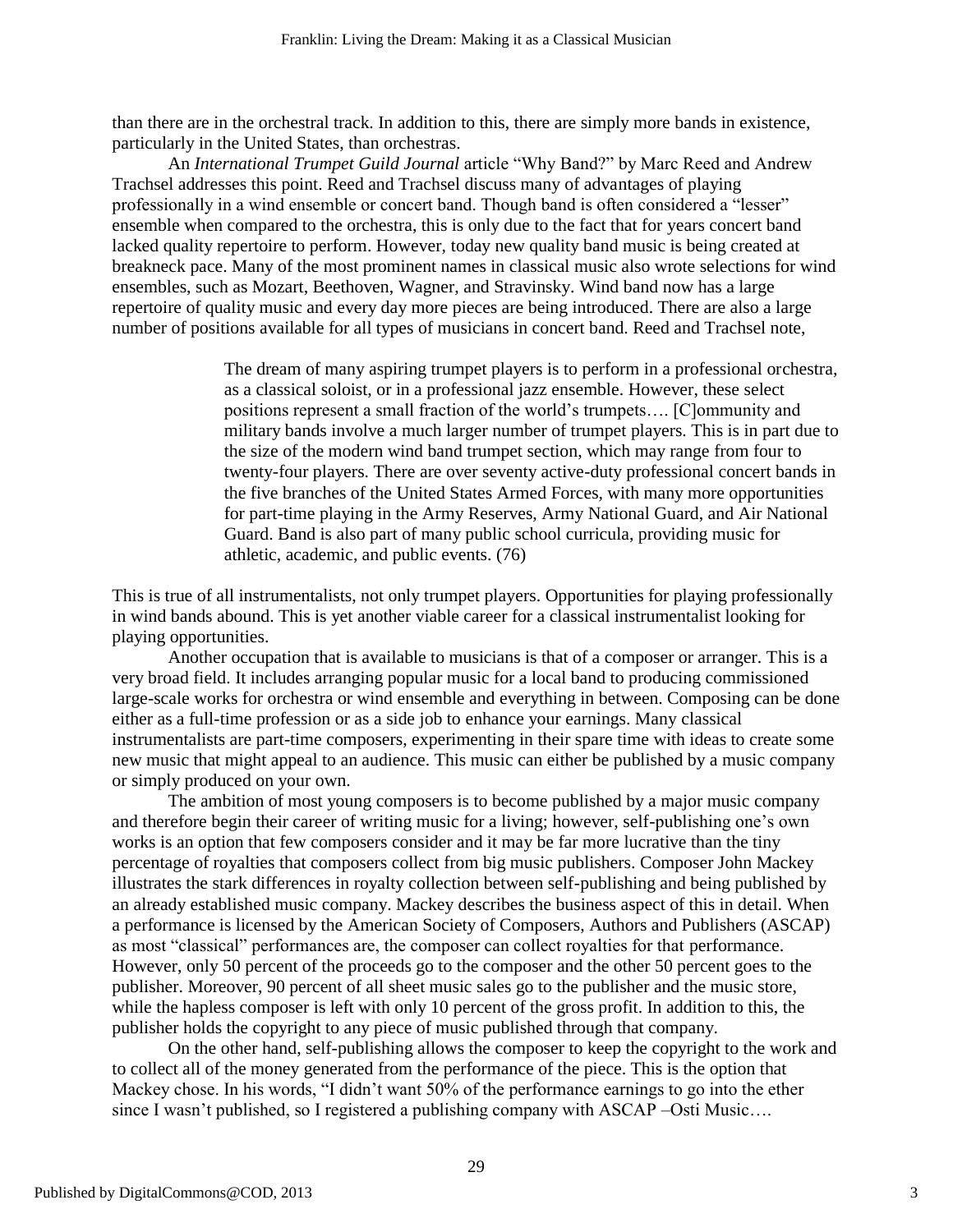than there are in the orchestral track. In addition to this, there are simply more bands in existence, particularly in the United States, than orchestras.

An *International Trumpet Guild Journal* article "Why Band?" by Marc Reed and Andrew Trachsel addresses this point. Reed and Trachsel discuss many of advantages of playing professionally in a wind ensemble or concert band. Though band is often considered a "lesser" ensemble when compared to the orchestra, this is only due to the fact that for years concert band lacked quality repertoire to perform. However, today new quality band music is being created at breakneck pace. Many of the most prominent names in classical music also wrote selections for wind ensembles, such as Mozart, Beethoven, Wagner, and Stravinsky. Wind band now has a large repertoire of quality music and every day more pieces are being introduced. There are also a large number of positions available for all types of musicians in concert band. Reed and Trachsel note,

> The dream of many aspiring trumpet players is to perform in a professional orchestra, as a classical soloist, or in a professional jazz ensemble. However, these select positions represent a small fraction of the world's trumpets…. [C]ommunity and military bands involve a much larger number of trumpet players. This is in part due to the size of the modern wind band trumpet section, which may range from four to twenty-four players. There are over seventy active-duty professional concert bands in the five branches of the United States Armed Forces, with many more opportunities for part-time playing in the Army Reserves, Army National Guard, and Air National Guard. Band is also part of many public school curricula, providing music for athletic, academic, and public events. (76)

This is true of all instrumentalists, not only trumpet players. Opportunities for playing professionally in wind bands abound. This is yet another viable career for a classical instrumentalist looking for playing opportunities.

Another occupation that is available to musicians is that of a composer or arranger. This is a very broad field. It includes arranging popular music for a local band to producing commissioned large-scale works for orchestra or wind ensemble and everything in between. Composing can be done either as a full-time profession or as a side job to enhance your earnings. Many classical instrumentalists are part-time composers, experimenting in their spare time with ideas to create some new music that might appeal to an audience. This music can either be published by a music company or simply produced on your own.

The ambition of most young composers is to become published by a major music company and therefore begin their career of writing music for a living; however, self-publishing one's own works is an option that few composers consider and it may be far more lucrative than the tiny percentage of royalties that composers collect from big music publishers. Composer John Mackey illustrates the stark differences in royalty collection between self-publishing and being published by an already established music company. Mackey describes the business aspect of this in detail. When a performance is licensed by the American Society of Composers, Authors and Publishers (ASCAP) as most "classical" performances are, the composer can collect royalties for that performance. However, only 50 percent of the proceeds go to the composer and the other 50 percent goes to the publisher. Moreover, 90 percent of all sheet music sales go to the publisher and the music store, while the hapless composer is left with only 10 percent of the gross profit. In addition to this, the publisher holds the copyright to any piece of music published through that company.

On the other hand, self-publishing allows the composer to keep the copyright to the work and to collect all of the money generated from the performance of the piece. This is the option that Mackey chose. In his words, "I didn't want 50% of the performance earnings to go into the ether since I wasn't published, so I registered a publishing company with ASCAP –Osti Music….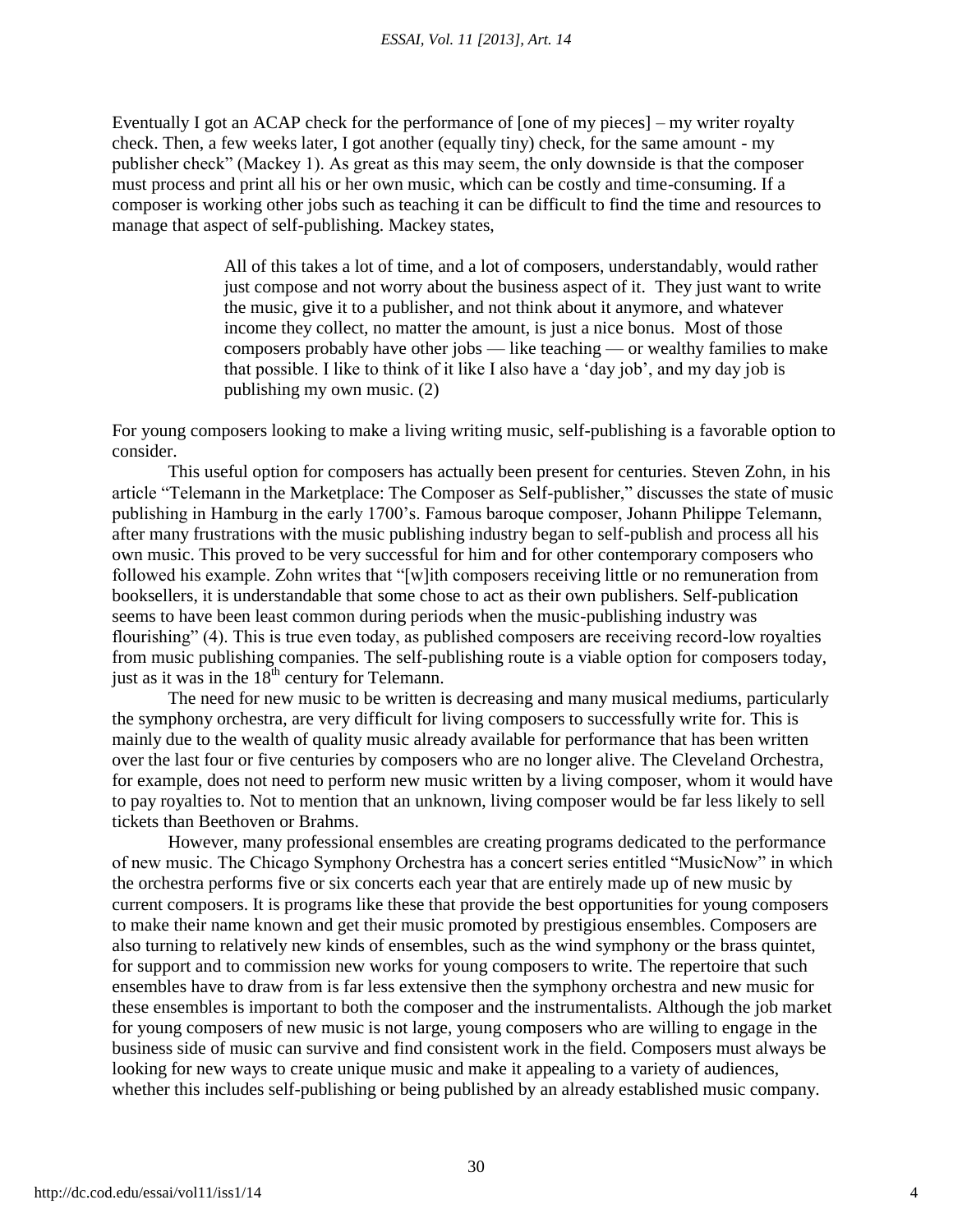Eventually I got an ACAP check for the performance of [one of my pieces] – my writer royalty check. Then, a few weeks later, I got another (equally tiny) check, for the same amount - my publisher check" (Mackey 1). As great as this may seem, the only downside is that the composer must process and print all his or her own music, which can be costly and time-consuming. If a composer is working other jobs such as teaching it can be difficult to find the time and resources to manage that aspect of self-publishing. Mackey states,

> All of this takes a lot of time, and a lot of composers, understandably, would rather just compose and not worry about the business aspect of it. They just want to write the music, give it to a publisher, and not think about it anymore, and whatever income they collect, no matter the amount, is just a nice bonus. Most of those composers probably have other jobs — like teaching — or wealthy families to make that possible. I like to think of it like I also have a 'day job', and my day job is publishing my own music. (2)

For young composers looking to make a living writing music, self-publishing is a favorable option to consider.

This useful option for composers has actually been present for centuries. Steven Zohn, in his article "Telemann in the Marketplace: The Composer as Self-publisher," discusses the state of music publishing in Hamburg in the early 1700's. Famous baroque composer, Johann Philippe Telemann, after many frustrations with the music publishing industry began to self-publish and process all his own music. This proved to be very successful for him and for other contemporary composers who followed his example. Zohn writes that "[w]ith composers receiving little or no remuneration from booksellers, it is understandable that some chose to act as their own publishers. Self-publication seems to have been least common during periods when the music-publishing industry was flourishing" (4). This is true even today, as published composers are receiving record-low royalties from music publishing companies. The self-publishing route is a viable option for composers today, just as it was in the 18th century for Telemann.

The need for new music to be written is decreasing and many musical mediums, particularly the symphony orchestra, are very difficult for living composers to successfully write for. This is mainly due to the wealth of quality music already available for performance that has been written over the last four or five centuries by composers who are no longer alive. The Cleveland Orchestra, for example, does not need to perform new music written by a living composer, whom it would have to pay royalties to. Not to mention that an unknown, living composer would be far less likely to sell tickets than Beethoven or Brahms.

However, many professional ensembles are creating programs dedicated to the performance of new music. The Chicago Symphony Orchestra has a concert series entitled "MusicNow" in which the orchestra performs five or six concerts each year that are entirely made up of new music by current composers. It is programs like these that provide the best opportunities for young composers to make their name known and get their music promoted by prestigious ensembles. Composers are also turning to relatively new kinds of ensembles, such as the wind symphony or the brass quintet, for support and to commission new works for young composers to write. The repertoire that such ensembles have to draw from is far less extensive then the symphony orchestra and new music for these ensembles is important to both the composer and the instrumentalists. Although the job market for young composers of new music is not large, young composers who are willing to engage in the business side of music can survive and find consistent work in the field. Composers must always be looking for new ways to create unique music and make it appealing to a variety of audiences, whether this includes self-publishing or being published by an already established music company.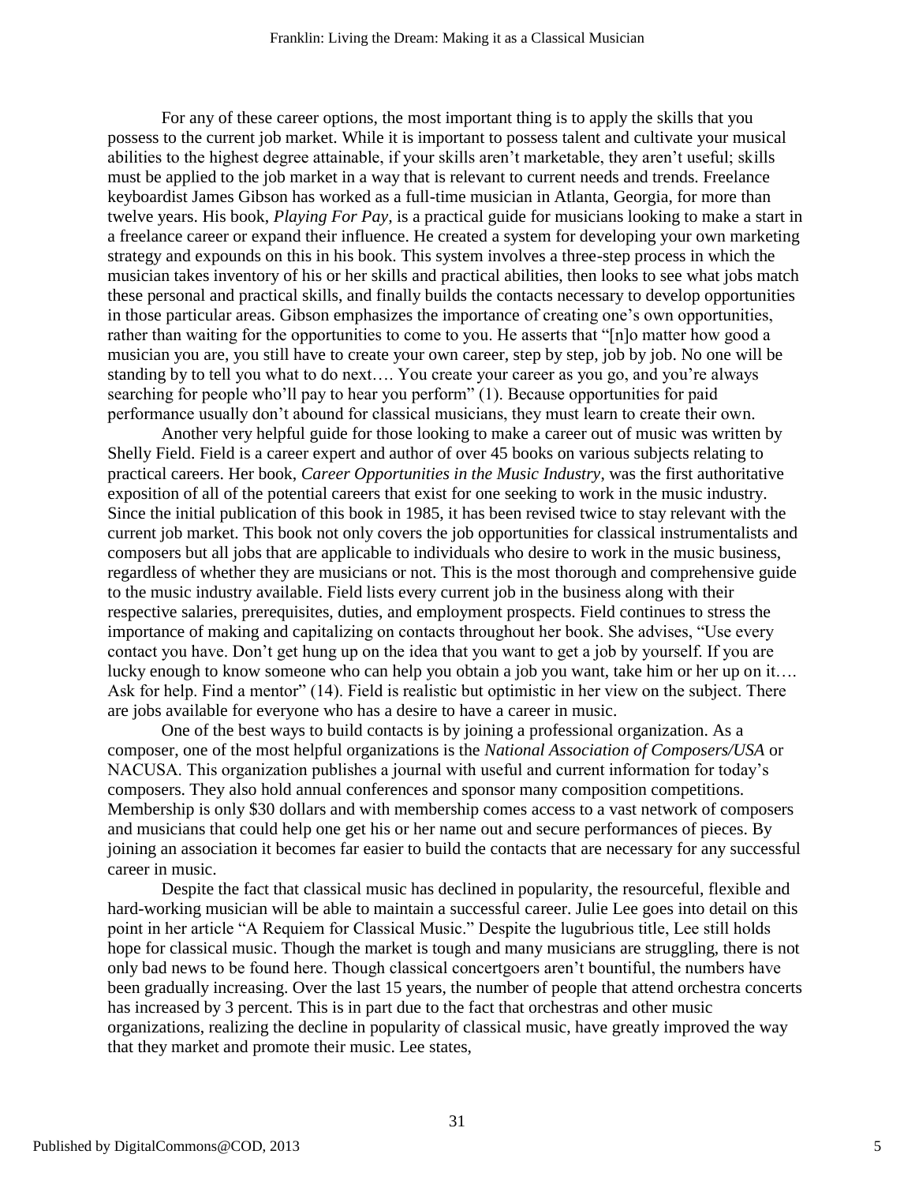For any of these career options, the most important thing is to apply the skills that you possess to the current job market. While it is important to possess talent and cultivate your musical abilities to the highest degree attainable, if your skills aren't marketable, they aren't useful; skills must be applied to the job market in a way that is relevant to current needs and trends. Freelance keyboardist James Gibson has worked as a full-time musician in Atlanta, Georgia, for more than twelve years. His book, *Playing For Pay*, is a practical guide for musicians looking to make a start in a freelance career or expand their influence. He created a system for developing your own marketing strategy and expounds on this in his book. This system involves a three-step process in which the musician takes inventory of his or her skills and practical abilities, then looks to see what jobs match these personal and practical skills, and finally builds the contacts necessary to develop opportunities in those particular areas. Gibson emphasizes the importance of creating one's own opportunities, rather than waiting for the opportunities to come to you. He asserts that "[n]o matter how good a musician you are, you still have to create your own career, step by step, job by job. No one will be standing by to tell you what to do next…. You create your career as you go, and you're always searching for people who'll pay to hear you perform" (1). Because opportunities for paid performance usually don't abound for classical musicians, they must learn to create their own.

Another very helpful guide for those looking to make a career out of music was written by Shelly Field. Field is a career expert and author of over 45 books on various subjects relating to practical careers. Her book, *Career Opportunities in the Music Industry*, was the first authoritative exposition of all of the potential careers that exist for one seeking to work in the music industry. Since the initial publication of this book in 1985, it has been revised twice to stay relevant with the current job market. This book not only covers the job opportunities for classical instrumentalists and composers but all jobs that are applicable to individuals who desire to work in the music business, regardless of whether they are musicians or not. This is the most thorough and comprehensive guide to the music industry available. Field lists every current job in the business along with their respective salaries, prerequisites, duties, and employment prospects. Field continues to stress the importance of making and capitalizing on contacts throughout her book. She advises, "Use every contact you have. Don't get hung up on the idea that you want to get a job by yourself. If you are lucky enough to know someone who can help you obtain a job you want, take him or her up on it…. Ask for help. Find a mentor" (14). Field is realistic but optimistic in her view on the subject. There are jobs available for everyone who has a desire to have a career in music.

One of the best ways to build contacts is by joining a professional organization. As a composer, one of the most helpful organizations is the *National Association of Composers/USA* or NACUSA. This organization publishes a journal with useful and current information for today's composers. They also hold annual conferences and sponsor many composition competitions. Membership is only $30 dollars and with membership comes access to a vast network of composers and musicians that could help one get his or her name out and secure performances of pieces. By joining an association it becomes far easier to build the contacts that are necessary for any successful career in music.

Despite the fact that classical music has declined in popularity, the resourceful, flexible and hard-working musician will be able to maintain a successful career. Julie Lee goes into detail on this point in her article "A Requiem for Classical Music." Despite the lugubrious title, Lee still holds hope for classical music. Though the market is tough and many musicians are struggling, there is not only bad news to be found here. Though classical concertgoers aren't bountiful, the numbers have been gradually increasing. Over the last 15 years, the number of people that attend orchestra concerts has increased by 3 percent. This is in part due to the fact that orchestras and other music organizations, realizing the decline in popularity of classical music, have greatly improved the way that they market and promote their music. Lee states,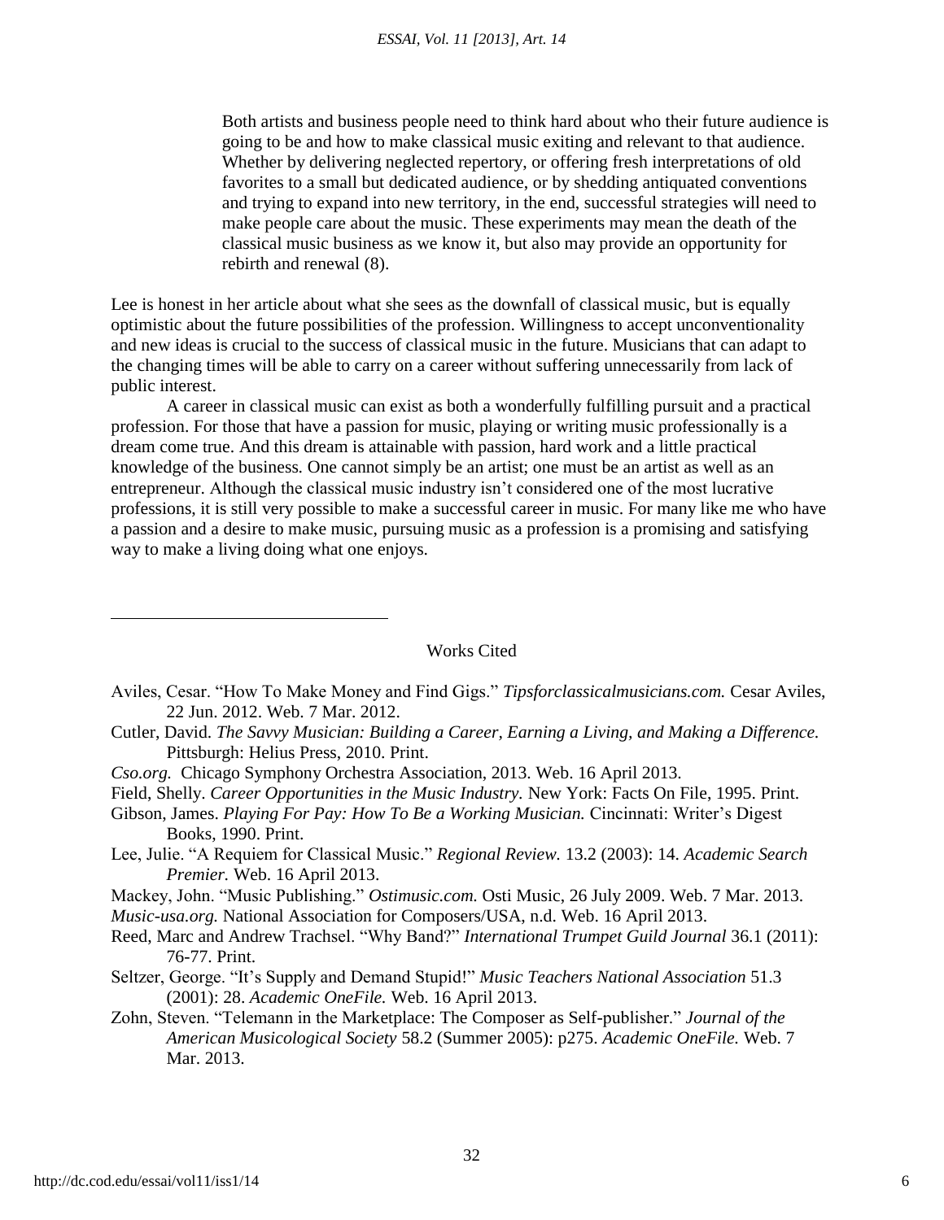> Both artists and business people need to think hard about who their future audience is going to be and how to make classical music exiting and relevant to that audience. Whether by delivering neglected repertory, or offering fresh interpretations of old favorites to a small but dedicated audience, or by shedding antiquated conventions and trying to expand into new territory, in the end, successful strategies will need to make people care about the music. These experiments may mean the death of the classical music business as we know it, but also may provide an opportunity for rebirth and renewal (8).

Lee is honest in her article about what she sees as the downfall of classical music, but is equally optimistic about the future possibilities of the profession. Willingness to accept unconventionality and new ideas is crucial to the success of classical music in the future. Musicians that can adapt to the changing times will be able to carry on a career without suffering unnecessarily from lack of public interest.

A career in classical music can exist as both a wonderfully fulfilling pursuit and a practical profession. For those that have a passion for music, playing or writing music professionally is a dream come true. And this dream is attainable with passion, hard work and a little practical knowledge of the business. One cannot simply be an artist; one must be an artist as well as an entrepreneur. Although the classical music industry isn't considered one of the most lucrative professions, it is still very possible to make a successful career in music. For many like me who have a passion and a desire to make music, pursuing music as a profession is a promising and satisfying way to make a living doing what one enjoys.

## Works Cited

Aviles, Cesar. "How To Make Money and Find Gigs." *Tipsforclassicalmusicians.com.* Cesar Aviles, 22 Jun. 2012. Web. 7 Mar. 2012.

Cutler, David. *The Savvy Musician: Building a Career, Earning a Living, and Making a Difference.* Pittsburgh: Helius Press, 2010. Print.

*Cso.org.* Chicago Symphony Orchestra Association, 2013. Web. 16 April 2013.

Field, Shelly. *Career Opportunities in the Music Industry.* New York: Facts On File, 1995. Print.

Gibson, James. *Playing For Pay: How To Be a Working Musician.* Cincinnati: Writer's Digest Books, 1990. Print.

Lee, Julie. "A Requiem for Classical Music." *Regional Review.* 13.2 (2003): 14. *Academic Search Premier.* Web. 16 April 2013.

Mackey, John. "Music Publishing." *Ostimusic.com.* Osti Music, 26 July 2009. Web. 7 Mar. 2013.

*Music-usa.org.* National Association for Composers/USA, n.d. Web. 16 April 2013.

Reed, Marc and Andrew Trachsel. "Why Band?" *International Trumpet Guild Journal* 36.1 (2011): 76-77. Print.

Seltzer, George. "It's Supply and Demand Stupid!" *Music Teachers National Association* 51.3 (2001): 28. *Academic OneFile.* Web. 16 April 2013.

Zohn, Steven. "Telemann in the Marketplace: The Composer as Self-publisher." *Journal of the American Musicological Society* 58.2 (Summer 2005): p275. *Academic OneFile.* Web. 7 Mar. 2013.